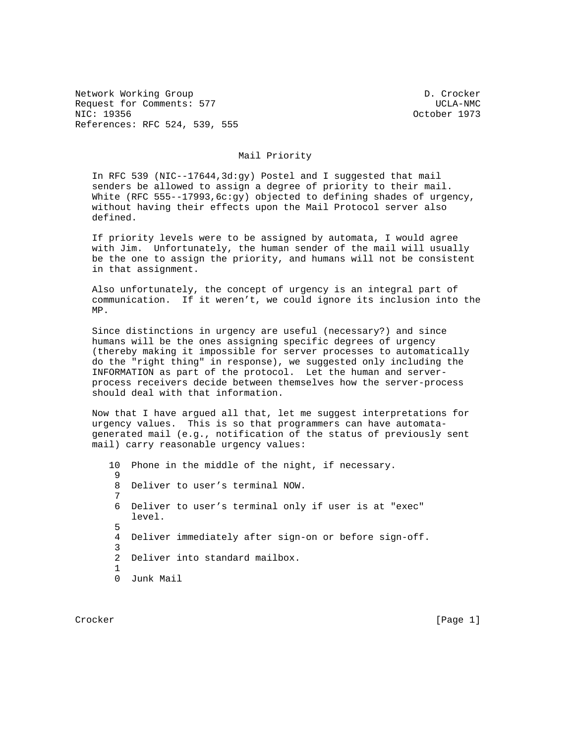Network Working Group D. Crocker
Request for Comments: 577 UCLA-NMC
NIC: 19356 October 1973
References: RFC 524, 539, 555

# Mail Priority

In RFC 539 (NIC--17644,3d:gy) Postel and I suggested that mail senders be allowed to assign a degree of priority to their mail. White (RFC 555--17993,6c:gy) objected to defining shades of urgency, without having their effects upon the Mail Protocol server also defined.

If priority levels were to be assigned by automata, I would agree with Jim. Unfortunately, the human sender of the mail will usually be the one to assign the priority, and humans will not be consistent in that assignment.

Also unfortunately, the concept of urgency is an integral part of communication. If it weren't, we could ignore its inclusion into the MP.

Since distinctions in urgency are useful (necessary?) and since humans will be the ones assigning specific degrees of urgency (thereby making it impossible for server processes to automatically do the "right thing" in response), we suggested only including the INFORMATION as part of the protocol. Let the human and server-process receivers decide between themselves how the server-process should deal with that information.

Now that I have argued all that, let me suggest interpretations for urgency values. This is so that programmers can have automata-generated mail (e.g., notification of the status of previously sent mail) carry reasonable urgency values:

```
10  Phone in the middle of the night, if necessary.
 9
 8  Deliver to user's terminal NOW.
 7
 6  Deliver to user's terminal only if user is at "exec"
    level.
 5
 4  Deliver immediately after sign-on or before sign-off.
 3
 2  Deliver into standard mailbox.
 1
 0  Junk Mail
```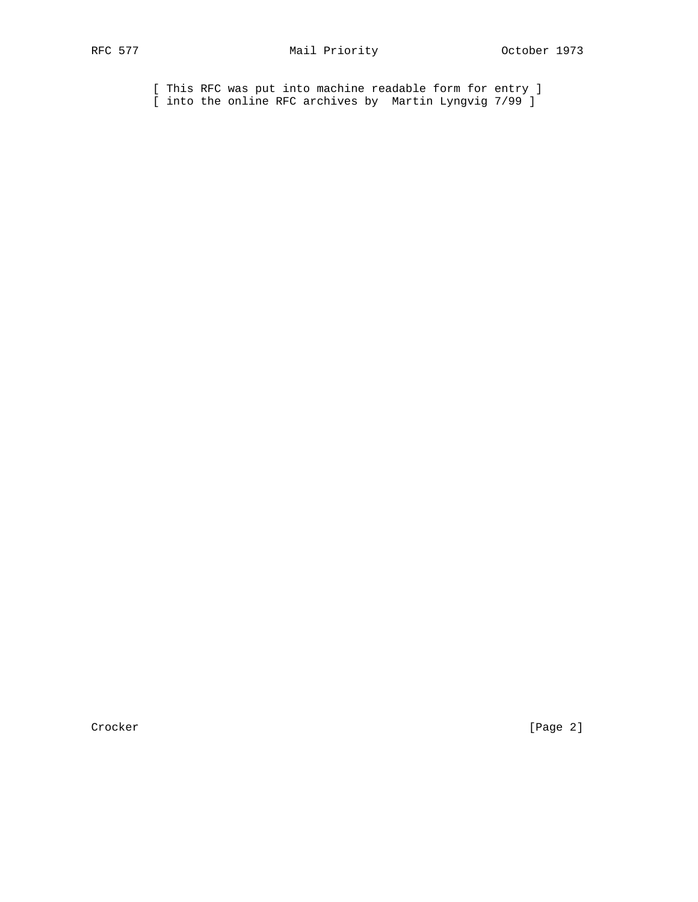[ This RFC was put into machine readable form for entry ]
[ into the online RFC archives by  Martin Lyngvig 7/99 ]